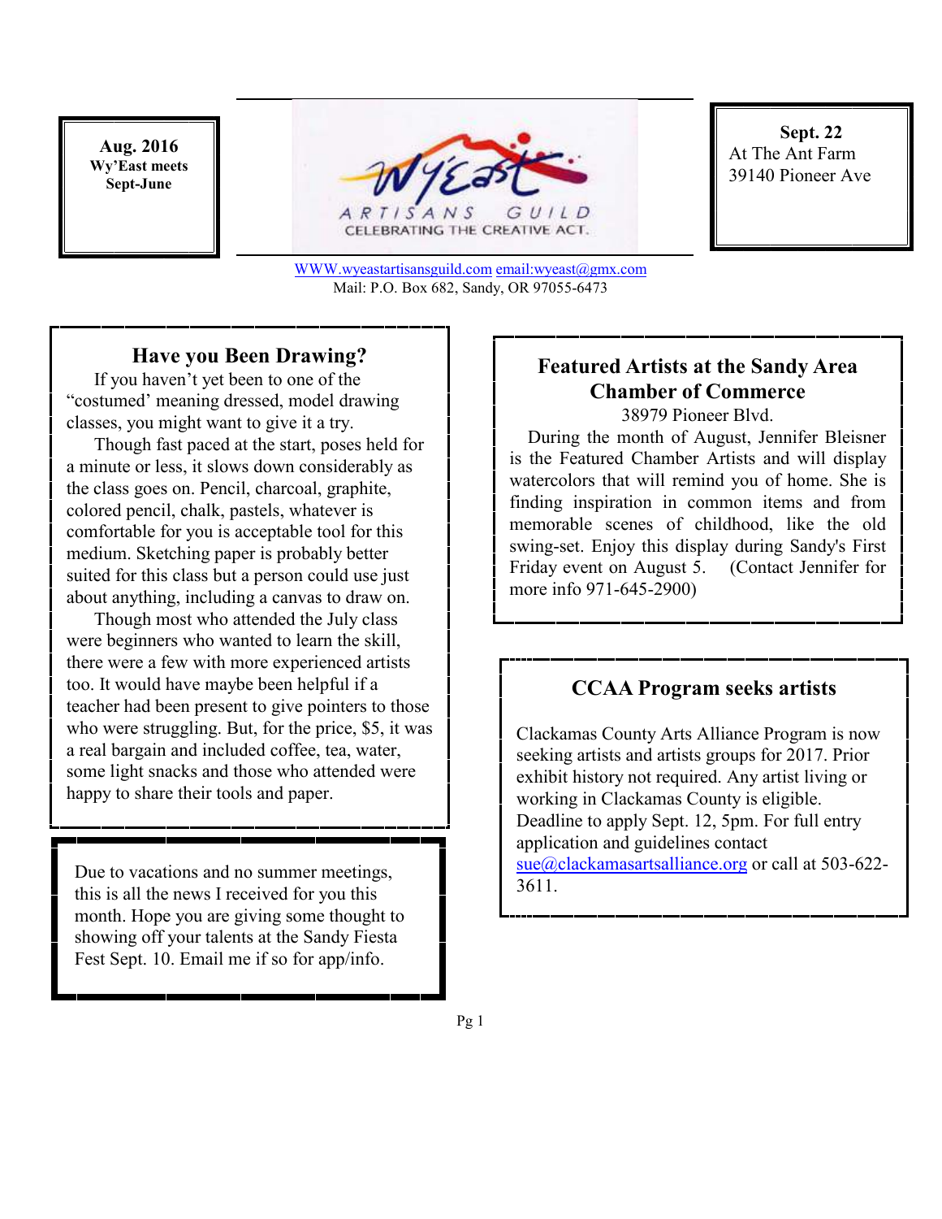**Aug. 2016**
**Wy'East meets Sept-June**

# Wy'East ARTISANS GUILD
CELEBRATING THE CREATIVE ACT.

**Sept. 22**
At The Ant Farm
39140 Pioneer Ave

WWW.wyeastartisansguild.com email:wyeast@gmx.com
Mail: P.O. Box 682, Sandy, OR 97055-6473

## Have you Been Drawing?

If you haven't yet been to one of the "costumed' meaning dressed, model drawing classes, you might want to give it a try.

Though fast paced at the start, poses held for a minute or less, it slows down considerably as the class goes on. Pencil, charcoal, graphite, colored pencil, chalk, pastels, whatever is comfortable for you is acceptable tool for this medium. Sketching paper is probably better suited for this class but a person could use just about anything, including a canvas to draw on.

Though most who attended the July class were beginners who wanted to learn the skill, there were a few with more experienced artists too. It would have maybe been helpful if a teacher had been present to give pointers to those who were struggling. But, for the price, $5, it was a real bargain and included coffee, tea, water, some light snacks and those who attended were happy to share their tools and paper.

Due to vacations and no summer meetings, this is all the news I received for you this month. Hope you are giving some thought to showing off your talents at the Sandy Fiesta Fest Sept. 10. Email me if so for app/info.

## Featured Artists at the Sandy Area Chamber of Commerce

38979 Pioneer Blvd.

During the month of August, Jennifer Bleisner is the Featured Chamber Artists and will display watercolors that will remind you of home. She is finding inspiration in common items and from memorable scenes of childhood, like the old swing-set. Enjoy this display during Sandy's First Friday event on August 5. (Contact Jennifer for more info 971-645-2900)

## CCAA Program seeks artists

Clackamas County Arts Alliance Program is now seeking artists and artists groups for 2017. Prior exhibit history not required. Any artist living or working in Clackamas County is eligible. Deadline to apply Sept. 12, 5pm. For full entry application and guidelines contact sue@clackamasartsalliance.org or call at 503-622-3611.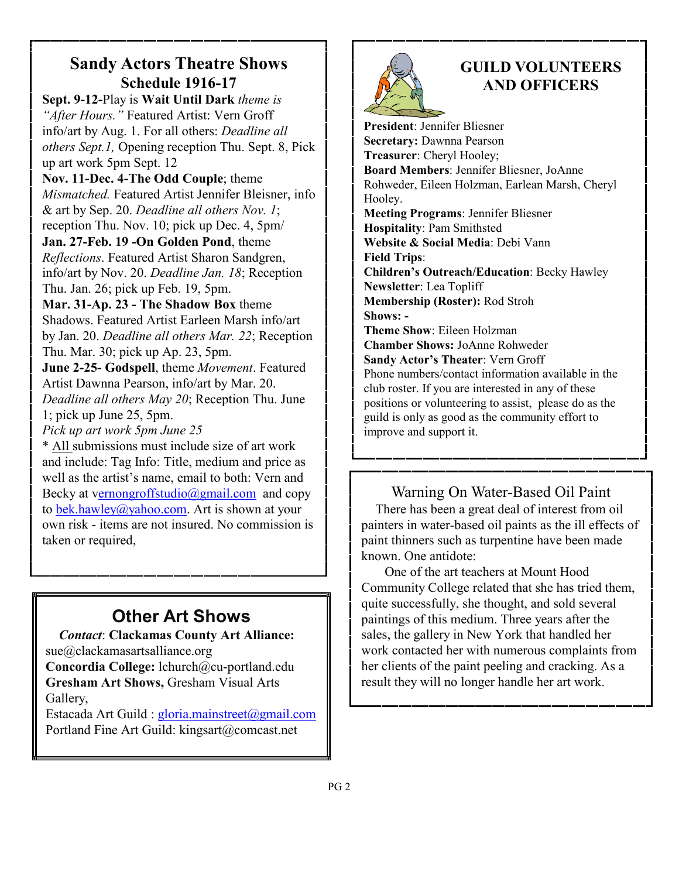## Sandy Actors Theatre Shows
### Schedule 1916-17

**Sept. 9-12-**Play is **Wait Until Dark** *theme is "After Hours."* Featured Artist: Vern Groff info/art by Aug. 1. For all others: *Deadline all others Sept.1,* Opening reception Thu. Sept. 8, Pick up art work 5pm Sept. 12

**Nov. 11-Dec. 4-The Odd Couple**; theme *Mismatched.* Featured Artist Jennifer Bleisner, info & art by Sep. 20. *Deadline all others Nov. 1*; reception Thu. Nov. 10; pick up Dec. 4, 5pm/

**Jan. 27-Feb. 19 -On Golden Pond**, theme *Reflections*. Featured Artist Sharon Sandgren, info/art by Nov. 20. *Deadline Jan. 18*; Reception Thu. Jan. 26; pick up Feb. 19, 5pm.

**Mar. 31-Ap. 23 - The Shadow Box** theme Shadows. Featured Artist Earleen Marsh info/art by Jan. 20. *Deadline all others Mar. 22*; Reception Thu. Mar. 30; pick up Ap. 23, 5pm.

**June 2-25- Godspell**, theme *Movement*. Featured Artist Dawnna Pearson, info/art by Mar. 20. *Deadline all others May 20*; Reception Thu. June 1; pick up June 25, 5pm.

*Pick up art work 5pm June 25*

* All submissions must include size of art work and include: Tag Info: Title, medium and price as well as the artist's name, email to both: Vern and Becky at vernongroffstudio@gmail.com and copy to bek.hawley@yahoo.com. Art is shown at your own risk - items are not insured. No commission is taken or required,

## Other Art Shows

*Contact*: **Clackamas County Art Alliance:** sue@clackamasartsalliance.org

**Concordia College:** lchurch@cu-portland.edu

**Gresham Art Shows,** Gresham Visual Arts Gallery,

Estacada Art Guild : gloria.mainstreet@gmail.com

Portland Fine Art Guild: kingsart@comcast.net

## GUILD VOLUNTEERS AND OFFICERS

**President**: Jennifer Bliesner
**Secretary:** Dawnna Pearson
**Treasurer**: Cheryl Hooley;
**Board Members**: Jennifer Bliesner, JoAnne Rohweder, Eileen Holzman, Earlean Marsh, Cheryl Hooley.
**Meeting Programs**: Jennifer Bliesner
**Hospitality**: Pam Smithsted
**Website & Social Media**: Debi Vann
**Field Trips**:
**Children's Outreach/Education**: Becky Hawley
**Newsletter**: Lea Topliff
**Membership (Roster):** Rod Stroh
**Shows: -**
**Theme Show**: Eileen Holzman
**Chamber Shows:** JoAnne Rohweder
**Sandy Actor's Theater**: Vern Groff

Phone numbers/contact information available in the club roster. If you are interested in any of these positions or volunteering to assist, please do as the guild is only as good as the community effort to improve and support it.

## Warning On Water-Based Oil Paint

There has been a great deal of interest from oil painters in water-based oil paints as the ill effects of paint thinners such as turpentine have been made known. One antidote:

One of the art teachers at Mount Hood Community College related that she has tried them, quite successfully, she thought, and sold several paintings of this medium. Three years after the sales, the gallery in New York that handled her work contacted her with numerous complaints from her clients of the paint peeling and cracking. As a result they will no longer handle her art work.